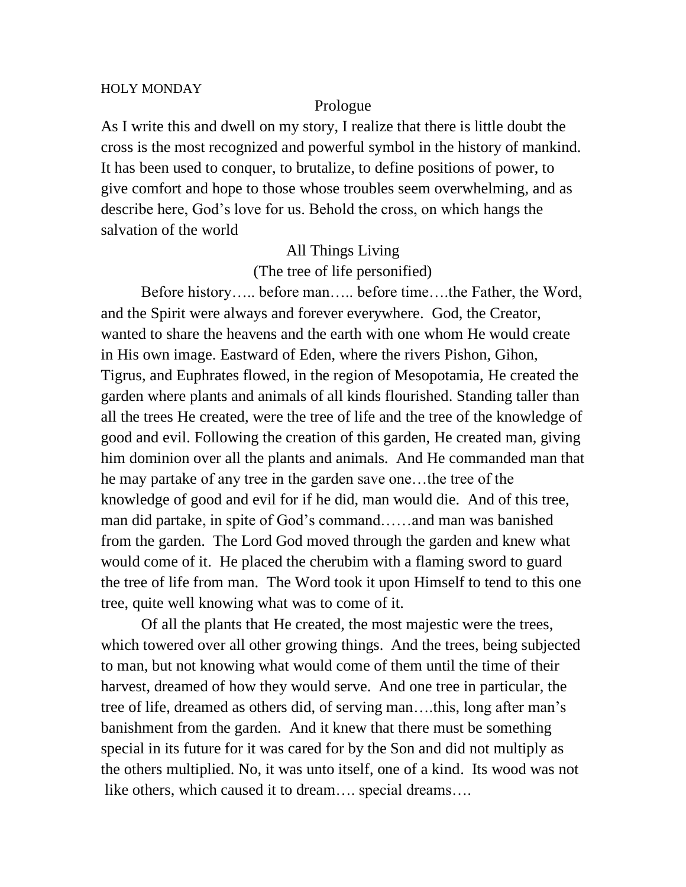HOLY MONDAY

## Prologue

As I write this and dwell on my story, I realize that there is little doubt the cross is the most recognized and powerful symbol in the history of mankind. It has been used to conquer, to brutalize, to define positions of power, to give comfort and hope to those whose troubles seem overwhelming, and as describe here, God's love for us. Behold the cross, on which hangs the salvation of the world

## All Things Living

(The tree of life personified)

Before history….. before man….. before time….the Father, the Word, and the Spirit were always and forever everywhere. God, the Creator, wanted to share the heavens and the earth with one whom He would create in His own image. Eastward of Eden, where the rivers Pishon, Gihon, Tigrus, and Euphrates flowed, in the region of Mesopotamia, He created the garden where plants and animals of all kinds flourished. Standing taller than all the trees He created, were the tree of life and the tree of the knowledge of good and evil. Following the creation of this garden, He created man, giving him dominion over all the plants and animals. And He commanded man that he may partake of any tree in the garden save one…the tree of the knowledge of good and evil for if he did, man would die. And of this tree, man did partake, in spite of God's command……and man was banished from the garden. The Lord God moved through the garden and knew what would come of it. He placed the cherubim with a flaming sword to guard the tree of life from man. The Word took it upon Himself to tend to this one tree, quite well knowing what was to come of it.

Of all the plants that He created, the most majestic were the trees, which towered over all other growing things. And the trees, being subjected to man, but not knowing what would come of them until the time of their harvest, dreamed of how they would serve. And one tree in particular, the tree of life, dreamed as others did, of serving man….this, long after man's banishment from the garden. And it knew that there must be something special in its future for it was cared for by the Son and did not multiply as the others multiplied. No, it was unto itself, one of a kind. Its wood was not like others, which caused it to dream…. special dreams….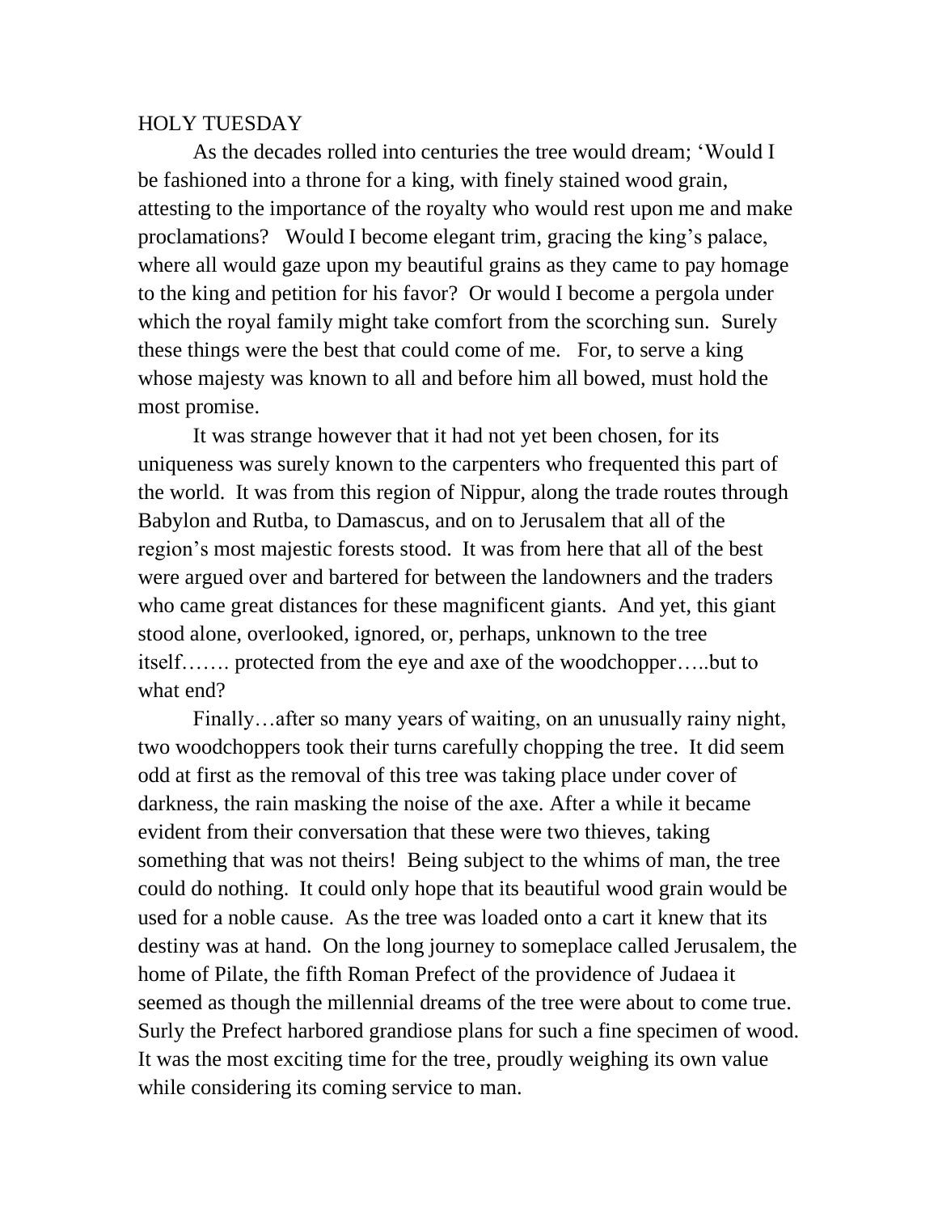HOLY TUESDAY

As the decades rolled into centuries the tree would dream; 'Would I be fashioned into a throne for a king, with finely stained wood grain, attesting to the importance of the royalty who would rest upon me and make proclamations? Would I become elegant trim, gracing the king's palace, where all would gaze upon my beautiful grains as they came to pay homage to the king and petition for his favor? Or would I become a pergola under which the royal family might take comfort from the scorching sun. Surely these things were the best that could come of me. For, to serve a king whose majesty was known to all and before him all bowed, must hold the most promise.

It was strange however that it had not yet been chosen, for its uniqueness was surely known to the carpenters who frequented this part of the world. It was from this region of Nippur, along the trade routes through Babylon and Rutba, to Damascus, and on to Jerusalem that all of the region's most majestic forests stood. It was from here that all of the best were argued over and bartered for between the landowners and the traders who came great distances for these magnificent giants. And yet, this giant stood alone, overlooked, ignored, or, perhaps, unknown to the tree itself……. protected from the eye and axe of the woodchopper…..but to what end?

Finally…after so many years of waiting, on an unusually rainy night, two woodchoppers took their turns carefully chopping the tree. It did seem odd at first as the removal of this tree was taking place under cover of darkness, the rain masking the noise of the axe. After a while it became evident from their conversation that these were two thieves, taking something that was not theirs! Being subject to the whims of man, the tree could do nothing. It could only hope that its beautiful wood grain would be used for a noble cause. As the tree was loaded onto a cart it knew that its destiny was at hand. On the long journey to someplace called Jerusalem, the home of Pilate, the fifth Roman Prefect of the providence of Judaea it seemed as though the millennial dreams of the tree were about to come true. Surly the Prefect harbored grandiose plans for such a fine specimen of wood. It was the most exciting time for the tree, proudly weighing its own value while considering its coming service to man.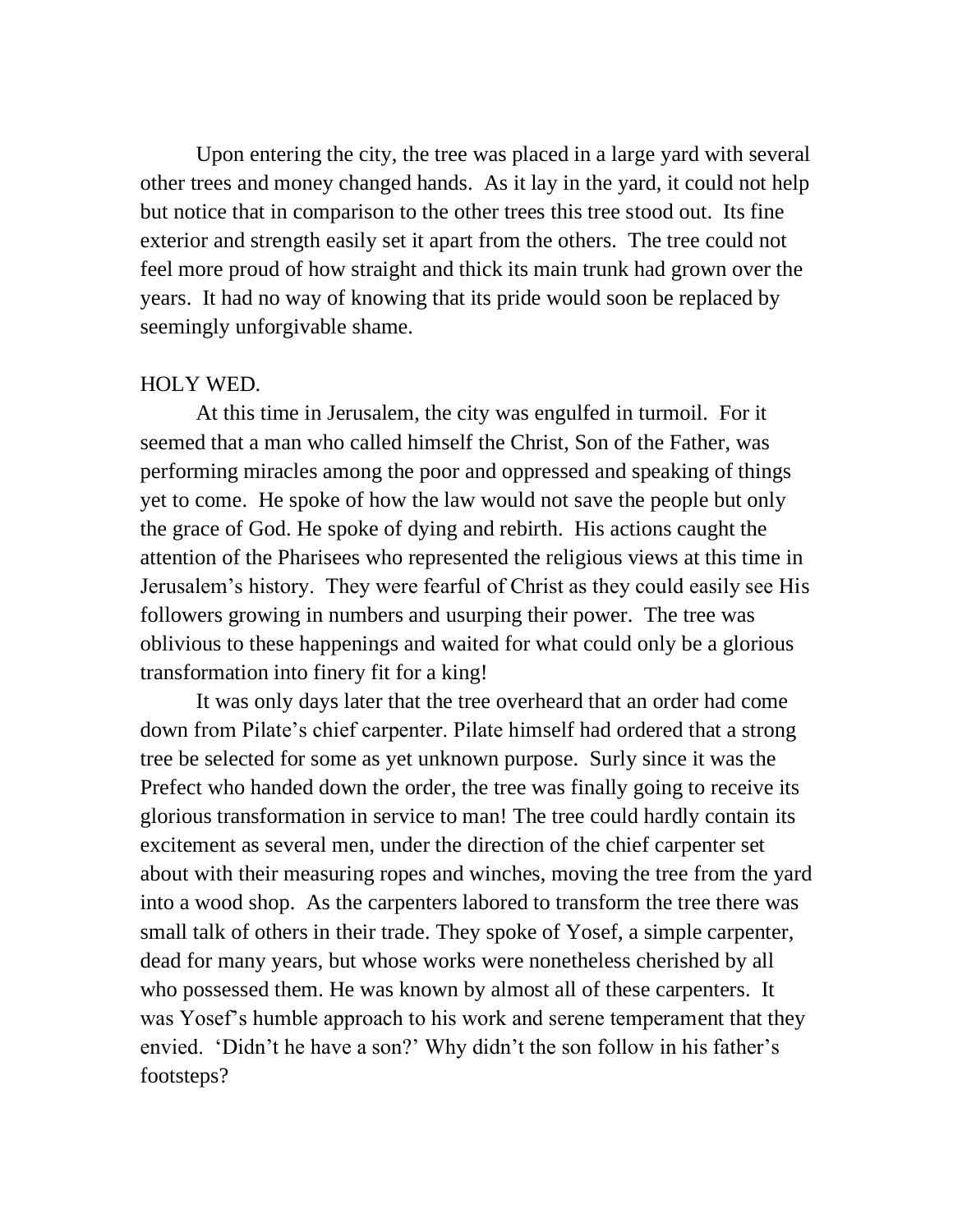Upon entering the city, the tree was placed in a large yard with several other trees and money changed hands. As it lay in the yard, it could not help but notice that in comparison to the other trees this tree stood out. Its fine exterior and strength easily set it apart from the others. The tree could not feel more proud of how straight and thick its main trunk had grown over the years. It had no way of knowing that its pride would soon be replaced by seemingly unforgivable shame.

HOLY WED.

At this time in Jerusalem, the city was engulfed in turmoil. For it seemed that a man who called himself the Christ, Son of the Father, was performing miracles among the poor and oppressed and speaking of things yet to come. He spoke of how the law would not save the people but only the grace of God. He spoke of dying and rebirth. His actions caught the attention of the Pharisees who represented the religious views at this time in Jerusalem's history. They were fearful of Christ as they could easily see His followers growing in numbers and usurping their power. The tree was oblivious to these happenings and waited for what could only be a glorious transformation into finery fit for a king!

It was only days later that the tree overheard that an order had come down from Pilate's chief carpenter. Pilate himself had ordered that a strong tree be selected for some as yet unknown purpose. Surly since it was the Prefect who handed down the order, the tree was finally going to receive its glorious transformation in service to man! The tree could hardly contain its excitement as several men, under the direction of the chief carpenter set about with their measuring ropes and winches, moving the tree from the yard into a wood shop. As the carpenters labored to transform the tree there was small talk of others in their trade. They spoke of Yosef, a simple carpenter, dead for many years, but whose works were nonetheless cherished by all who possessed them. He was known by almost all of these carpenters. It was Yosef's humble approach to his work and serene temperament that they envied. 'Didn't he have a son?' Why didn't the son follow in his father's footsteps?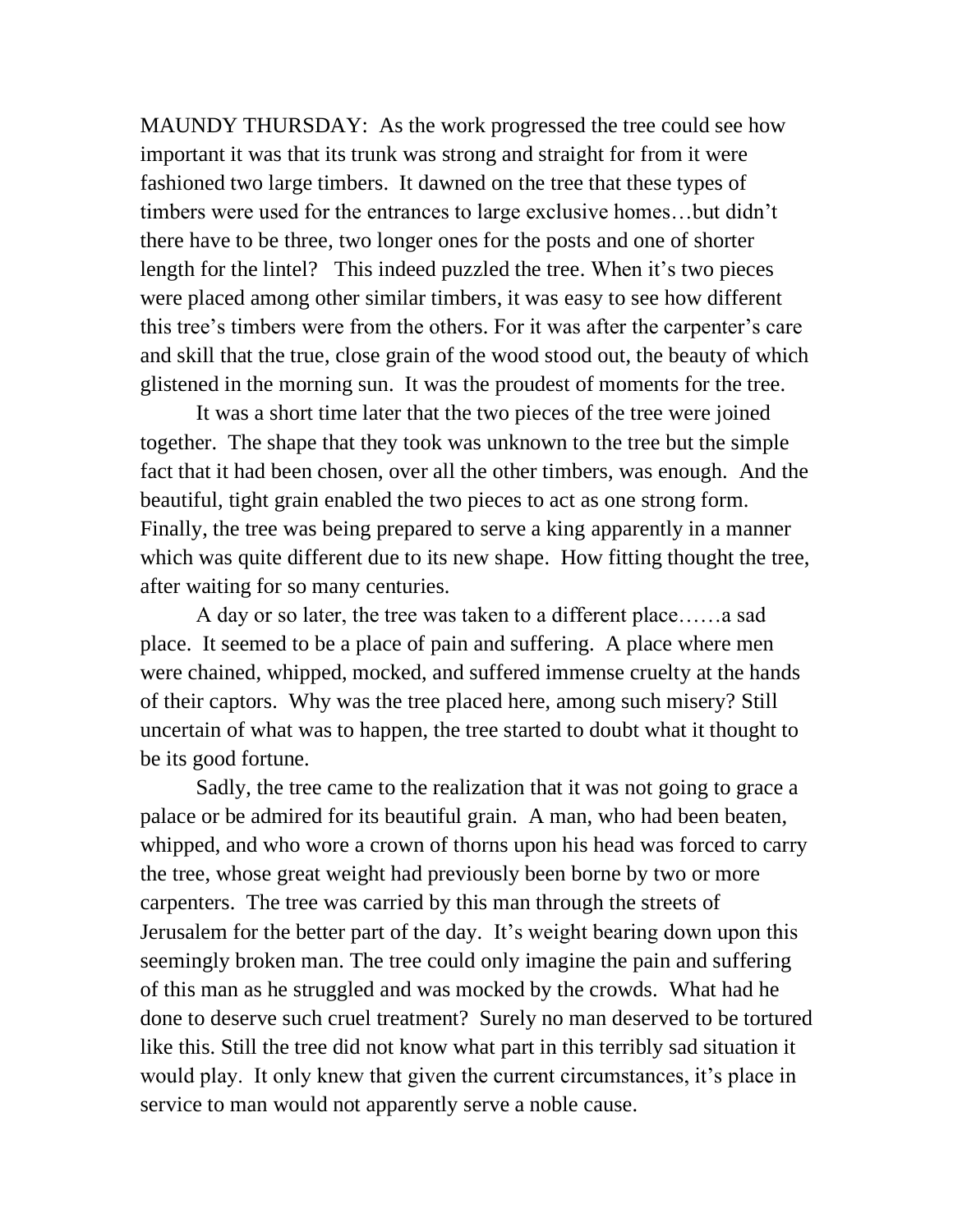MAUNDY THURSDAY: As the work progressed the tree could see how important it was that its trunk was strong and straight for from it were fashioned two large timbers. It dawned on the tree that these types of timbers were used for the entrances to large exclusive homes…but didn't there have to be three, two longer ones for the posts and one of shorter length for the lintel? This indeed puzzled the tree. When it's two pieces were placed among other similar timbers, it was easy to see how different this tree's timbers were from the others. For it was after the carpenter's care and skill that the true, close grain of the wood stood out, the beauty of which glistened in the morning sun. It was the proudest of moments for the tree.

It was a short time later that the two pieces of the tree were joined together. The shape that they took was unknown to the tree but the simple fact that it had been chosen, over all the other timbers, was enough. And the beautiful, tight grain enabled the two pieces to act as one strong form. Finally, the tree was being prepared to serve a king apparently in a manner which was quite different due to its new shape. How fitting thought the tree, after waiting for so many centuries.

A day or so later, the tree was taken to a different place……a sad place. It seemed to be a place of pain and suffering. A place where men were chained, whipped, mocked, and suffered immense cruelty at the hands of their captors. Why was the tree placed here, among such misery? Still uncertain of what was to happen, the tree started to doubt what it thought to be its good fortune.

Sadly, the tree came to the realization that it was not going to grace a palace or be admired for its beautiful grain. A man, who had been beaten, whipped, and who wore a crown of thorns upon his head was forced to carry the tree, whose great weight had previously been borne by two or more carpenters. The tree was carried by this man through the streets of Jerusalem for the better part of the day. It's weight bearing down upon this seemingly broken man. The tree could only imagine the pain and suffering of this man as he struggled and was mocked by the crowds. What had he done to deserve such cruel treatment? Surely no man deserved to be tortured like this. Still the tree did not know what part in this terribly sad situation it would play. It only knew that given the current circumstances, it's place in service to man would not apparently serve a noble cause.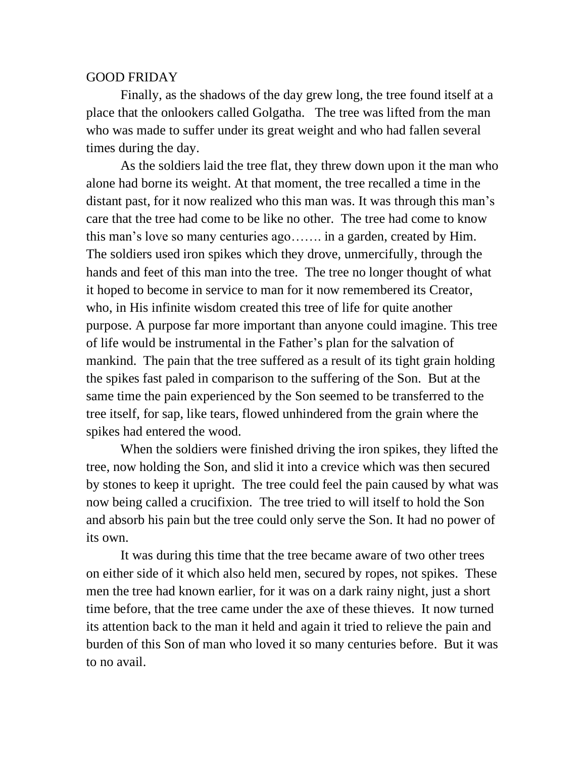## GOOD FRIDAY

Finally, as the shadows of the day grew long, the tree found itself at a place that the onlookers called Golgatha. The tree was lifted from the man who was made to suffer under its great weight and who had fallen several times during the day.

As the soldiers laid the tree flat, they threw down upon it the man who alone had borne its weight. At that moment, the tree recalled a time in the distant past, for it now realized who this man was. It was through this man's care that the tree had come to be like no other. The tree had come to know this man's love so many centuries ago……. in a garden, created by Him. The soldiers used iron spikes which they drove, unmercifully, through the hands and feet of this man into the tree. The tree no longer thought of what it hoped to become in service to man for it now remembered its Creator, who, in His infinite wisdom created this tree of life for quite another purpose. A purpose far more important than anyone could imagine. This tree of life would be instrumental in the Father's plan for the salvation of mankind. The pain that the tree suffered as a result of its tight grain holding the spikes fast paled in comparison to the suffering of the Son. But at the same time the pain experienced by the Son seemed to be transferred to the tree itself, for sap, like tears, flowed unhindered from the grain where the spikes had entered the wood.

When the soldiers were finished driving the iron spikes, they lifted the tree, now holding the Son, and slid it into a crevice which was then secured by stones to keep it upright. The tree could feel the pain caused by what was now being called a crucifixion. The tree tried to will itself to hold the Son and absorb his pain but the tree could only serve the Son. It had no power of its own.

It was during this time that the tree became aware of two other trees on either side of it which also held men, secured by ropes, not spikes. These men the tree had known earlier, for it was on a dark rainy night, just a short time before, that the tree came under the axe of these thieves. It now turned its attention back to the man it held and again it tried to relieve the pain and burden of this Son of man who loved it so many centuries before. But it was to no avail.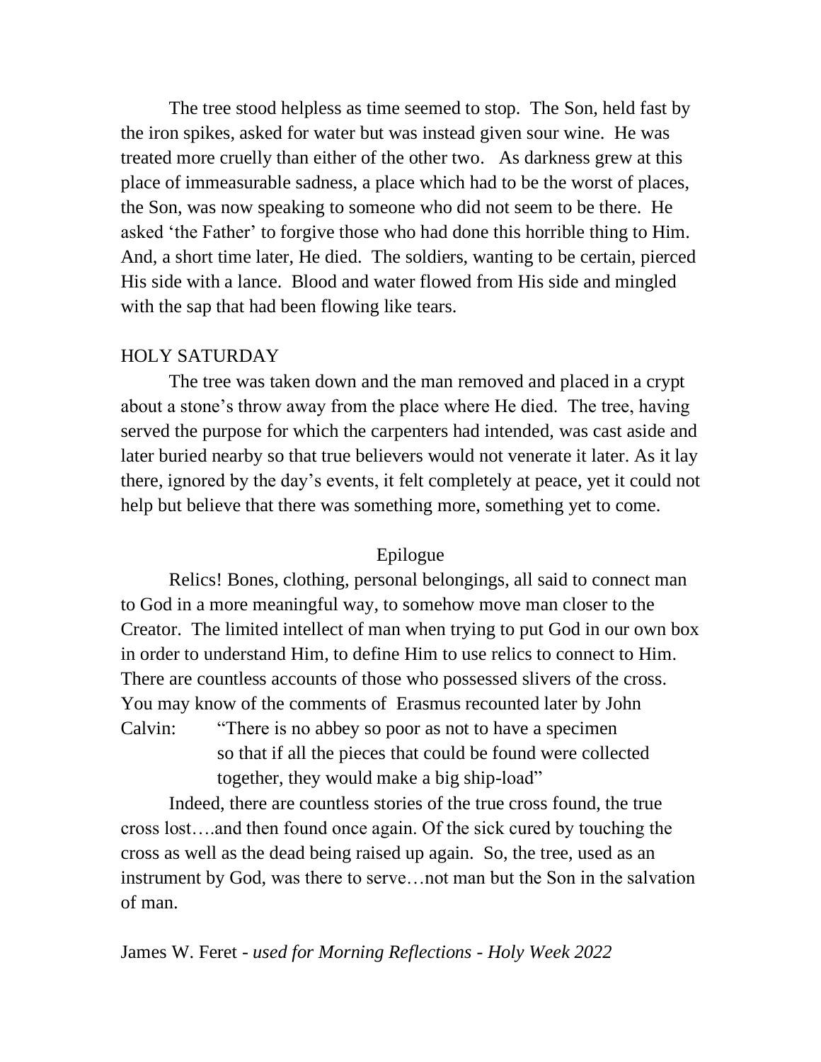The tree stood helpless as time seemed to stop. The Son, held fast by the iron spikes, asked for water but was instead given sour wine. He was treated more cruelly than either of the other two. As darkness grew at this place of immeasurable sadness, a place which had to be the worst of places, the Son, was now speaking to someone who did not seem to be there. He asked 'the Father' to forgive those who had done this horrible thing to Him. And, a short time later, He died. The soldiers, wanting to be certain, pierced His side with a lance. Blood and water flowed from His side and mingled with the sap that had been flowing like tears.

## HOLY SATURDAY

The tree was taken down and the man removed and placed in a crypt about a stone's throw away from the place where He died. The tree, having served the purpose for which the carpenters had intended, was cast aside and later buried nearby so that true believers would not venerate it later. As it lay there, ignored by the day's events, it felt completely at peace, yet it could not help but believe that there was something more, something yet to come.

## Epilogue

Relics! Bones, clothing, personal belongings, all said to connect man to God in a more meaningful way, to somehow move man closer to the Creator. The limited intellect of man when trying to put God in our own box in order to understand Him, to define Him to use relics to connect to Him. There are countless accounts of those who possessed slivers of the cross. You may know of the comments of Erasmus recounted later by John Calvin:

> "There is no abbey so poor as not to have a specimen so that if all the pieces that could be found were collected together, they would make a big ship-load"

Indeed, there are countless stories of the true cross found, the true cross lost….and then found once again. Of the sick cured by touching the cross as well as the dead being raised up again. So, the tree, used as an instrument by God, was there to serve…not man but the Son in the salvation of man.

James W. Feret - *used for Morning Reflections - Holy Week 2022*